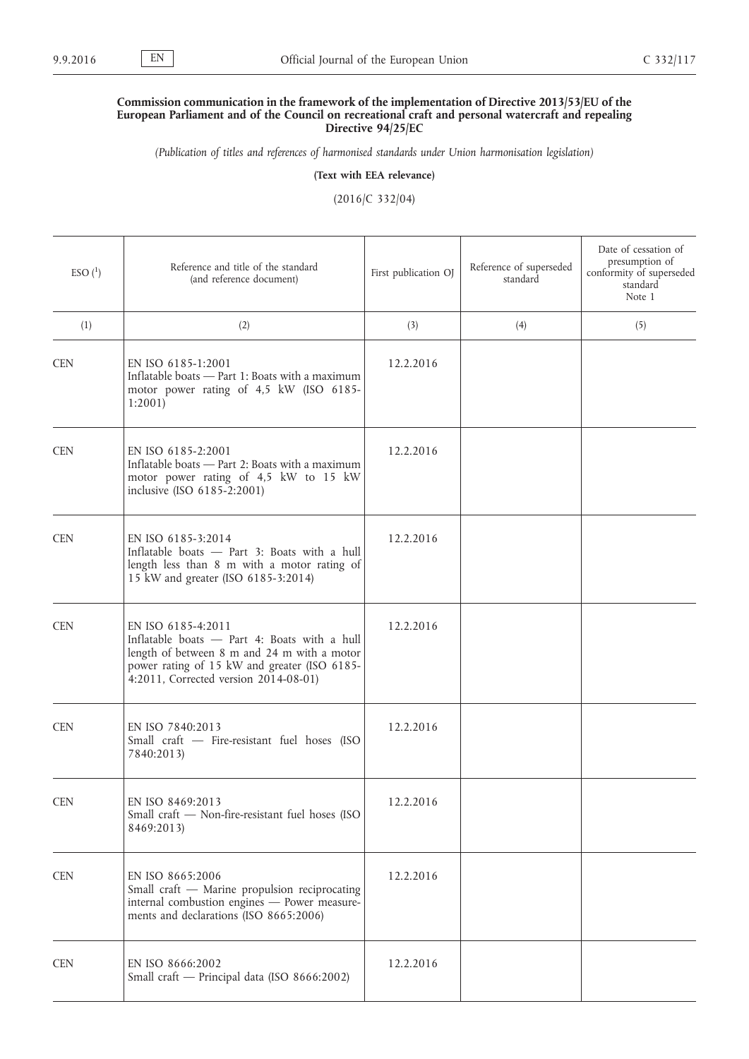**Commission communication in the framework of the implementation of Directive 2013/53/EU of the European Parliament and of the Council on recreational craft and personal watercraft and repealing Directive 94/25/EC**

*(Publication of titles and references of harmonised standards under Union harmonisation legislation)*

**(Text with EEA relevance)**

(2016/C 332/04)

| ESO [1] | Reference and title of the standard (and reference document) | First publication OJ | Reference of superseded standard | Date of cessation of presumption of conformity of superseded standard Note 1 |
|---|---|---|---|---|
| (1) | (2) | (3) | (4) | (5) |
| CEN | EN ISO 6185-1:2001 Inflatable boats — Part 1: Boats with a maximum motor power rating of 4,5 kW (ISO 6185-1:2001) | 12.2.2016 | | |
| CEN | EN ISO 6185-2:2001 Inflatable boats — Part 2: Boats with a maximum motor power rating of 4,5 kW to 15 kW inclusive (ISO 6185-2:2001) | 12.2.2016 | | |
| CEN | EN ISO 6185-3:2014 Inflatable boats — Part 3: Boats with a hull length less than 8 m with a motor rating of 15 kW and greater (ISO 6185-3:2014) | 12.2.2016 | | |
| CEN | EN ISO 6185-4:2011 Inflatable boats — Part 4: Boats with a hull length of between 8 m and 24 m with a motor power rating of 15 kW and greater (ISO 6185-4:2011, Corrected version 2014-08-01) | 12.2.2016 | | |
| CEN | EN ISO 7840:2013 Small craft — Fire-resistant fuel hoses (ISO 7840:2013) | 12.2.2016 | | |
| CEN | EN ISO 8469:2013 Small craft — Non-fire-resistant fuel hoses (ISO 8469:2013) | 12.2.2016 | | |
| CEN | EN ISO 8665:2006 Small craft — Marine propulsion reciprocating internal combustion engines — Power measurements and declarations (ISO 8665:2006) | 12.2.2016 | | |
| CEN | EN ISO 8666:2002 Small craft — Principal data (ISO 8666:2002) | 12.2.2016 | | |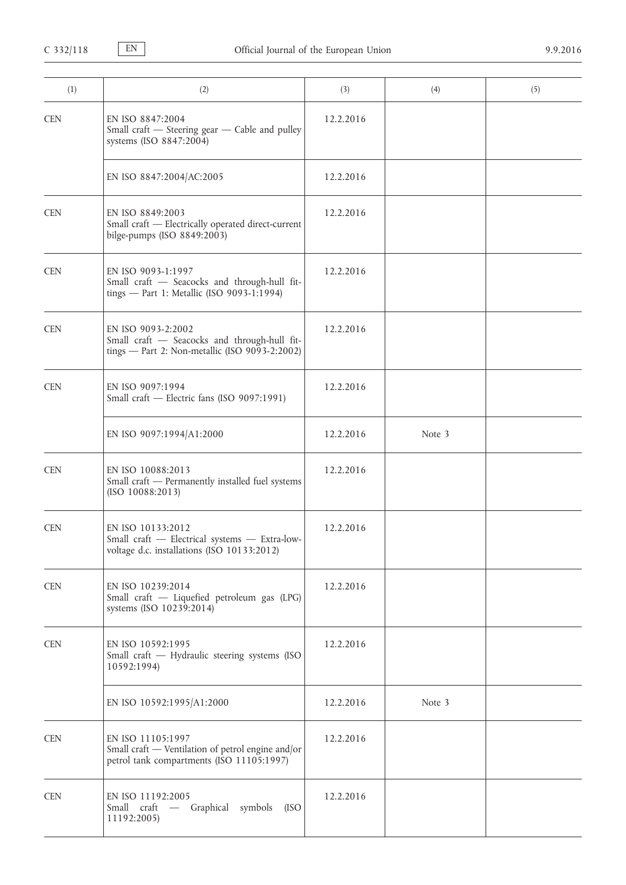| (1) | (2) | (3) | (4) | (5) |
|---|---|---|---|---|
| CEN | EN ISO 8847:2004<br>Small craft — Steering gear — Cable and pulley systems (ISO 8847:2004) | 12.2.2016 | | |
| | EN ISO 8847:2004/AC:2005 | 12.2.2016 | | |
| CEN | EN ISO 8849:2003<br>Small craft — Electrically operated direct-current bilge-pumps (ISO 8849:2003) | 12.2.2016 | | |
| CEN | EN ISO 9093-1:1997<br>Small craft — Seacocks and through-hull fittings — Part 1: Metallic (ISO 9093-1:1994) | 12.2.2016 | | |
| CEN | EN ISO 9093-2:2002<br>Small craft — Seacocks and through-hull fittings — Part 2: Non-metallic (ISO 9093-2:2002) | 12.2.2016 | | |
| CEN | EN ISO 9097:1994<br>Small craft — Electric fans (ISO 9097:1991) | 12.2.2016 | | |
| | EN ISO 9097:1994/A1:2000 | 12.2.2016 | Note 3 | |
| CEN | EN ISO 10088:2013<br>Small craft — Permanently installed fuel systems (ISO 10088:2013) | 12.2.2016 | | |
| CEN | EN ISO 10133:2012<br>Small craft — Electrical systems — Extra-low-voltage d.c. installations (ISO 10133:2012) | 12.2.2016 | | |
| CEN | EN ISO 10239:2014<br>Small craft — Liquefied petroleum gas (LPG) systems (ISO 10239:2014) | 12.2.2016 | | |
| CEN | EN ISO 10592:1995<br>Small craft — Hydraulic steering systems (ISO 10592:1994) | 12.2.2016 | | |
| | EN ISO 10592:1995/A1:2000 | 12.2.2016 | Note 3 | |
| CEN | EN ISO 11105:1997<br>Small craft — Ventilation of petrol engine and/or petrol tank compartments (ISO 11105:1997) | 12.2.2016 | | |
| CEN | EN ISO 11192:2005<br>Small craft — Graphical symbols (ISO 11192:2005) | 12.2.2016 | | |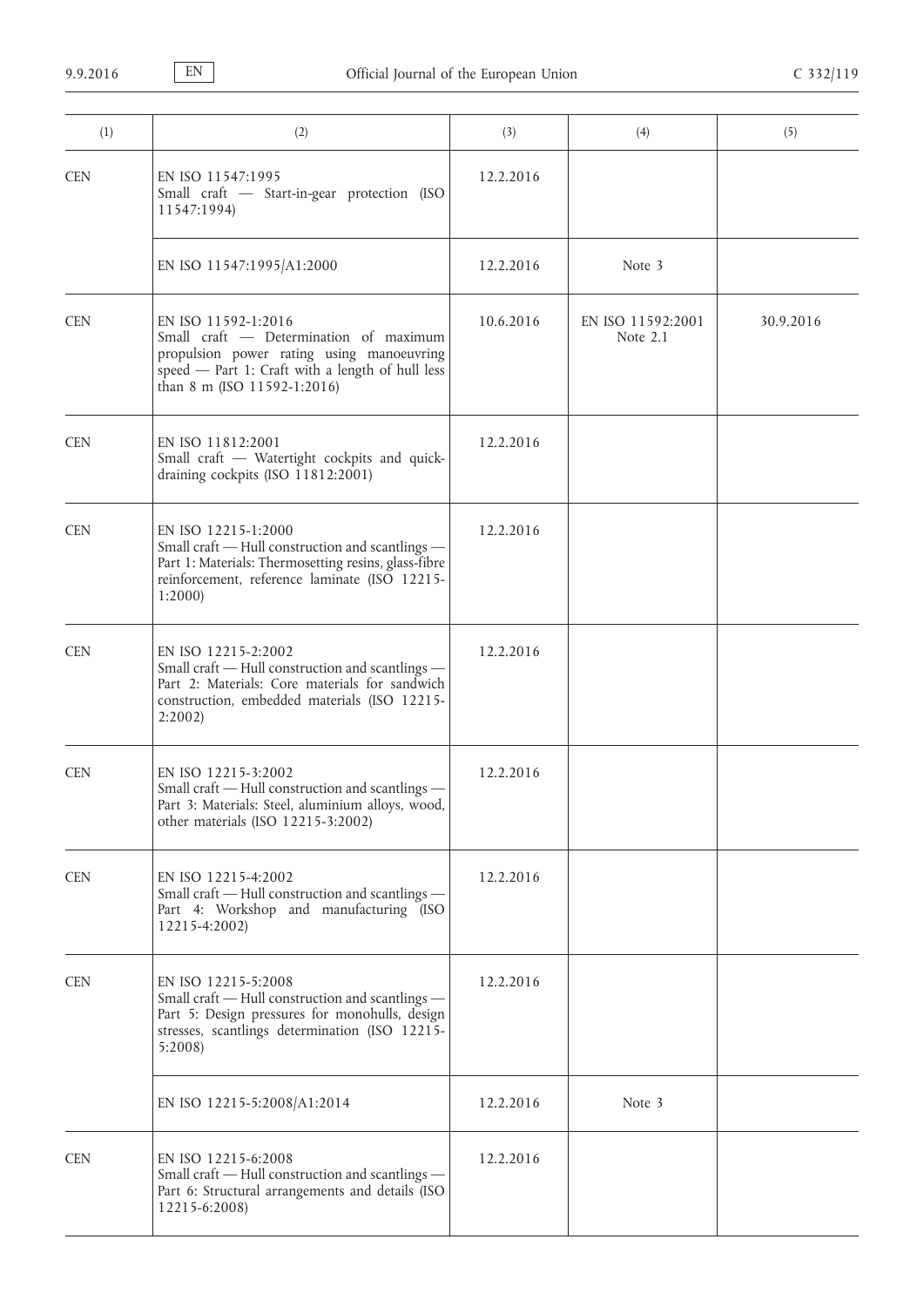| (1) | (2) | (3) | (4) | (5) |
|---|---|---|---|---|
| CEN | EN ISO 11547:1995<br>Small craft — Start-in-gear protection (ISO 11547:1994) | 12.2.2016 | | |
| | EN ISO 11547:1995/A1:2000 | 12.2.2016 | Note 3 | |
| CEN | EN ISO 11592-1:2016<br>Small craft — Determination of maximum propulsion power rating using manoeuvring speed — Part 1: Craft with a length of hull less than 8 m (ISO 11592-1:2016) | 10.6.2016 | EN ISO 11592:2001<br>Note 2.1 | 30.9.2016 |
| CEN | EN ISO 11812:2001<br>Small craft — Watertight cockpits and quick-draining cockpits (ISO 11812:2001) | 12.2.2016 | | |
| CEN | EN ISO 12215-1:2000<br>Small craft — Hull construction and scantlings — Part 1: Materials: Thermosetting resins, glass-fibre reinforcement, reference laminate (ISO 12215-1:2000) | 12.2.2016 | | |
| CEN | EN ISO 12215-2:2002<br>Small craft — Hull construction and scantlings — Part 2: Materials: Core materials for sandwich construction, embedded materials (ISO 12215-2:2002) | 12.2.2016 | | |
| CEN | EN ISO 12215-3:2002<br>Small craft — Hull construction and scantlings — Part 3: Materials: Steel, aluminium alloys, wood, other materials (ISO 12215-3:2002) | 12.2.2016 | | |
| CEN | EN ISO 12215-4:2002<br>Small craft — Hull construction and scantlings — Part 4: Workshop and manufacturing (ISO 12215-4:2002) | 12.2.2016 | | |
| CEN | EN ISO 12215-5:2008<br>Small craft — Hull construction and scantlings — Part 5: Design pressures for monohulls, design stresses, scantlings determination (ISO 12215-5:2008) | 12.2.2016 | | |
| | EN ISO 12215-5:2008/A1:2014 | 12.2.2016 | Note 3 | |
| CEN | EN ISO 12215-6:2008<br>Small craft — Hull construction and scantlings — Part 6: Structural arrangements and details (ISO 12215-6:2008) | 12.2.2016 | | |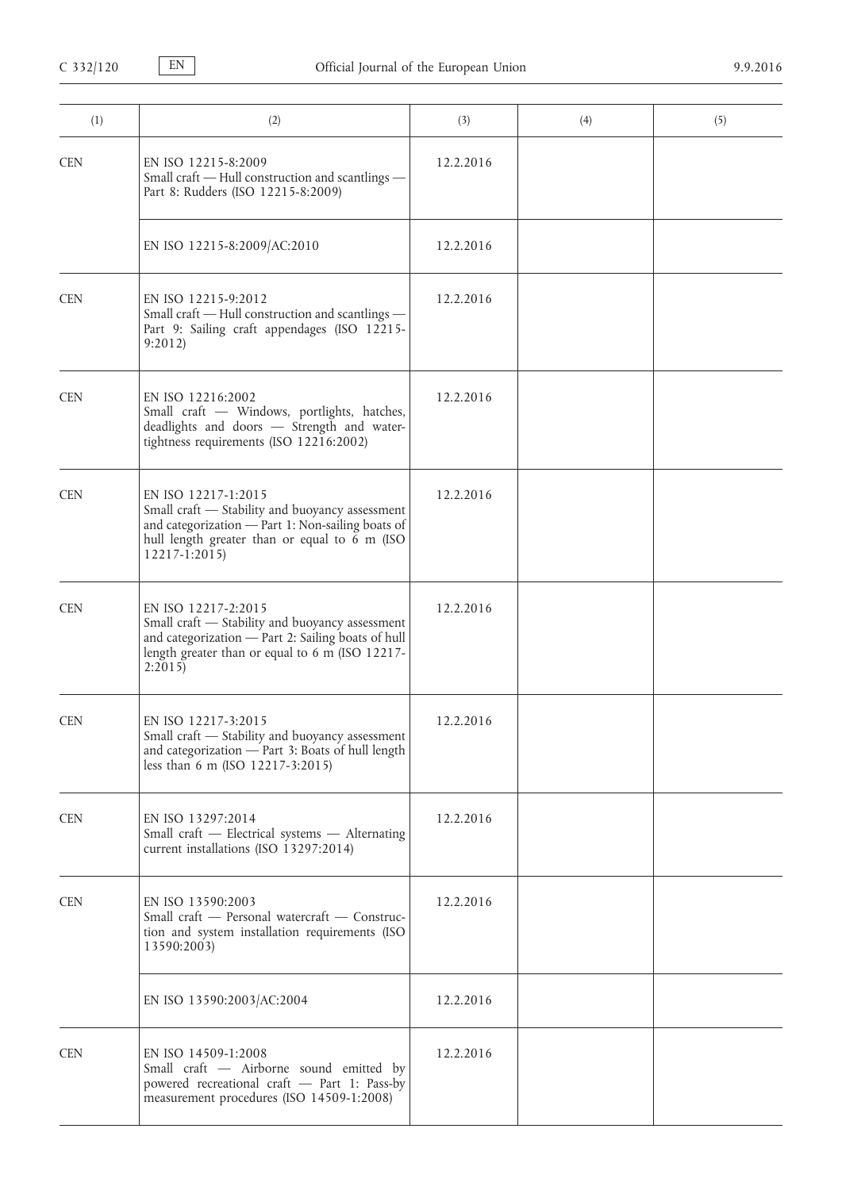| (1) | (2) | (3) | (4) | (5) |
|---|---|---|---|---|
| CEN | EN ISO 12215-8:2009<br>Small craft — Hull construction and scantlings — Part 8: Rudders (ISO 12215-8:2009) | 12.2.2016 | | |
| | EN ISO 12215-8:2009/AC:2010 | 12.2.2016 | | |
| CEN | EN ISO 12215-9:2012<br>Small craft — Hull construction and scantlings — Part 9: Sailing craft appendages (ISO 12215-9:2012) | 12.2.2016 | | |
| CEN | EN ISO 12216:2002<br>Small craft — Windows, portlights, hatches, deadlights and doors — Strength and watertightness requirements (ISO 12216:2002) | 12.2.2016 | | |
| CEN | EN ISO 12217-1:2015<br>Small craft — Stability and buoyancy assessment and categorization — Part 1: Non-sailing boats of hull length greater than or equal to 6 m (ISO 12217-1:2015) | 12.2.2016 | | |
| CEN | EN ISO 12217-2:2015<br>Small craft — Stability and buoyancy assessment and categorization — Part 2: Sailing boats of hull length greater than or equal to 6 m (ISO 12217-2:2015) | 12.2.2016 | | |
| CEN | EN ISO 12217-3:2015<br>Small craft — Stability and buoyancy assessment and categorization — Part 3: Boats of hull length less than 6 m (ISO 12217-3:2015) | 12.2.2016 | | |
| CEN | EN ISO 13297:2014<br>Small craft — Electrical systems — Alternating current installations (ISO 13297:2014) | 12.2.2016 | | |
| CEN | EN ISO 13590:2003<br>Small craft — Personal watercraft — Construction and system installation requirements (ISO 13590:2003) | 12.2.2016 | | |
| | EN ISO 13590:2003/AC:2004 | 12.2.2016 | | |
| CEN | EN ISO 14509-1:2008<br>Small craft — Airborne sound emitted by powered recreational craft — Part 1: Pass-by measurement procedures (ISO 14509-1:2008) | 12.2.2016 | | |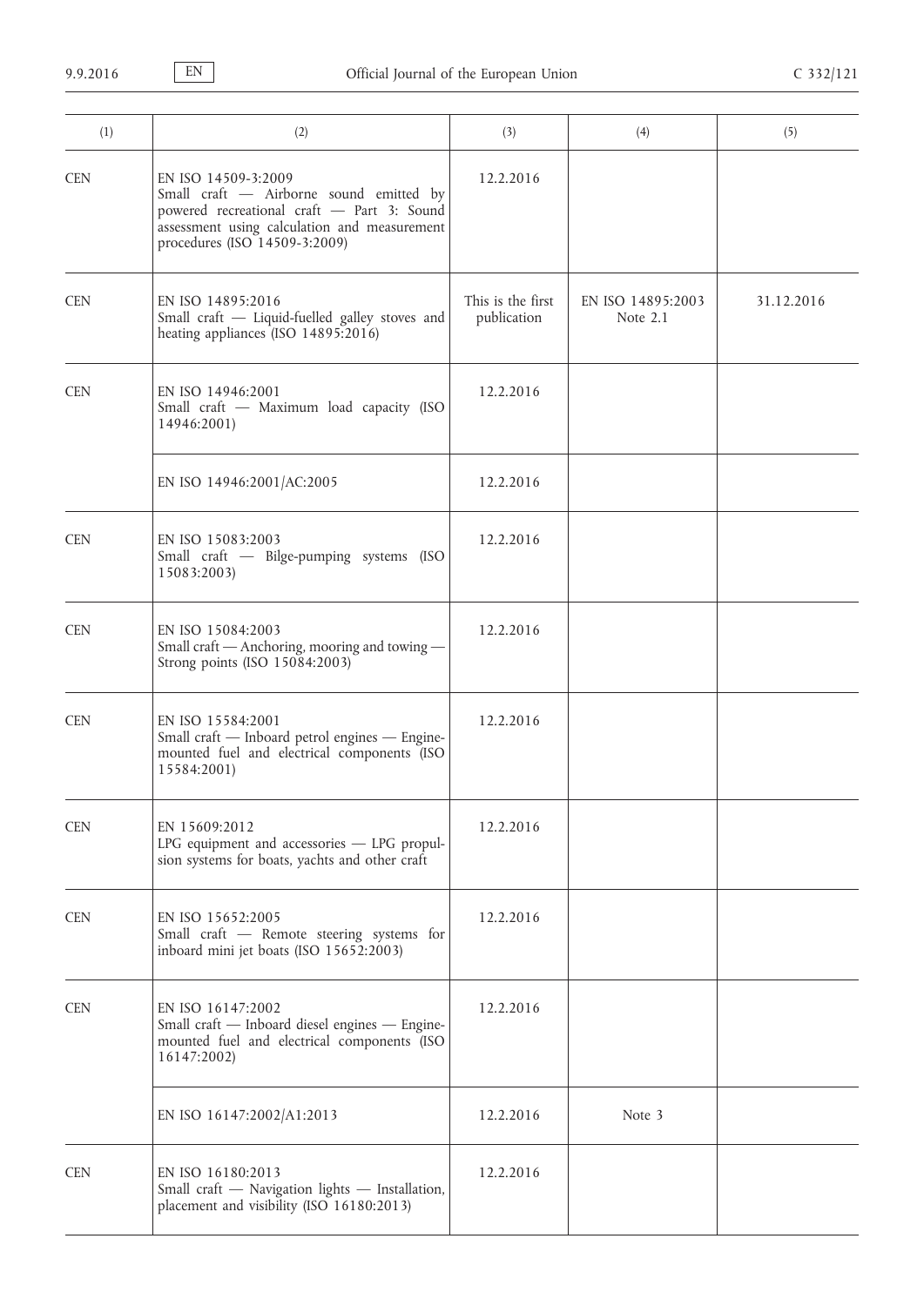| (1) | (2) | (3) | (4) | (5) |
|---|---|---|---|---|
| CEN | EN ISO 14509-3:2009<br>Small craft — Airborne sound emitted by powered recreational craft — Part 3: Sound assessment using calculation and measurement procedures (ISO 14509-3:2009) | 12.2.2016 | | |
| CEN | EN ISO 14895:2016<br>Small craft — Liquid-fuelled galley stoves and heating appliances (ISO 14895:2016) | This is the first publication | EN ISO 14895:2003<br>Note 2.1 | 31.12.2016 |
| CEN | EN ISO 14946:2001<br>Small craft — Maximum load capacity (ISO 14946:2001) | 12.2.2016 | | |
| | EN ISO 14946:2001/AC:2005 | 12.2.2016 | | |
| CEN | EN ISO 15083:2003<br>Small craft — Bilge-pumping systems (ISO 15083:2003) | 12.2.2016 | | |
| CEN | EN ISO 15084:2003<br>Small craft — Anchoring, mooring and towing — Strong points (ISO 15084:2003) | 12.2.2016 | | |
| CEN | EN ISO 15584:2001<br>Small craft — Inboard petrol engines — Engine-mounted fuel and electrical components (ISO 15584:2001) | 12.2.2016 | | |
| CEN | EN 15609:2012<br>LPG equipment and accessories — LPG propulsion systems for boats, yachts and other craft | 12.2.2016 | | |
| CEN | EN ISO 15652:2005<br>Small craft — Remote steering systems for inboard mini jet boats (ISO 15652:2003) | 12.2.2016 | | |
| CEN | EN ISO 16147:2002<br>Small craft — Inboard diesel engines — Engine-mounted fuel and electrical components (ISO 16147:2002) | 12.2.2016 | | |
| | EN ISO 16147:2002/A1:2013 | 12.2.2016 | Note 3 | |
| CEN | EN ISO 16180:2013<br>Small craft — Navigation lights — Installation, placement and visibility (ISO 16180:2013) | 12.2.2016 | | |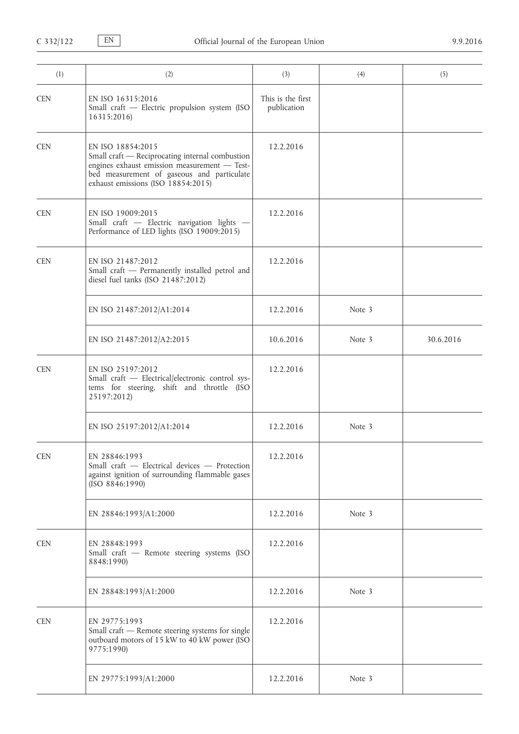| (1) | (2) | (3) | (4) | (5) |
| --- | --- | --- | --- | --- |
| CEN | EN ISO 16315:2016<br>Small craft — Electric propulsion system (ISO 16315:2016) | This is the first publication | | |
| CEN | EN ISO 18854:2015<br>Small craft — Reciprocating internal combustion engines exhaust emission measurement — Test-bed measurement of gaseous and particulate exhaust emissions (ISO 18854:2015) | 12.2.2016 | | |
| CEN | EN ISO 19009:2015<br>Small craft — Electric navigation lights — Performance of LED lights (ISO 19009:2015) | 12.2.2016 | | |
| CEN | EN ISO 21487:2012<br>Small craft — Permanently installed petrol and diesel fuel tanks (ISO 21487:2012) | 12.2.2016 | | |
| | EN ISO 21487:2012/A1:2014 | 12.2.2016 | Note 3 | |
| | EN ISO 21487:2012/A2:2015 | 10.6.2016 | Note 3 | 30.6.2016 |
| CEN | EN ISO 25197:2012<br>Small craft — Electrical/electronic control systems for steering, shift and throttle (ISO 25197:2012) | 12.2.2016 | | |
| | EN ISO 25197:2012/A1:2014 | 12.2.2016 | Note 3 | |
| CEN | EN 28846:1993<br>Small craft — Electrical devices — Protection against ignition of surrounding flammable gases (ISO 8846:1990) | 12.2.2016 | | |
| | EN 28846:1993/A1:2000 | 12.2.2016 | Note 3 | |
| CEN | EN 28848:1993<br>Small craft — Remote steering systems (ISO 8848:1990) | 12.2.2016 | | |
| | EN 28848:1993/A1:2000 | 12.2.2016 | Note 3 | |
| CEN | EN 29775:1993<br>Small craft — Remote steering systems for single outboard motors of 15 kW to 40 kW power (ISO 9775:1990) | 12.2.2016 | | |
| | EN 29775:1993/A1:2000 | 12.2.2016 | Note 3 | |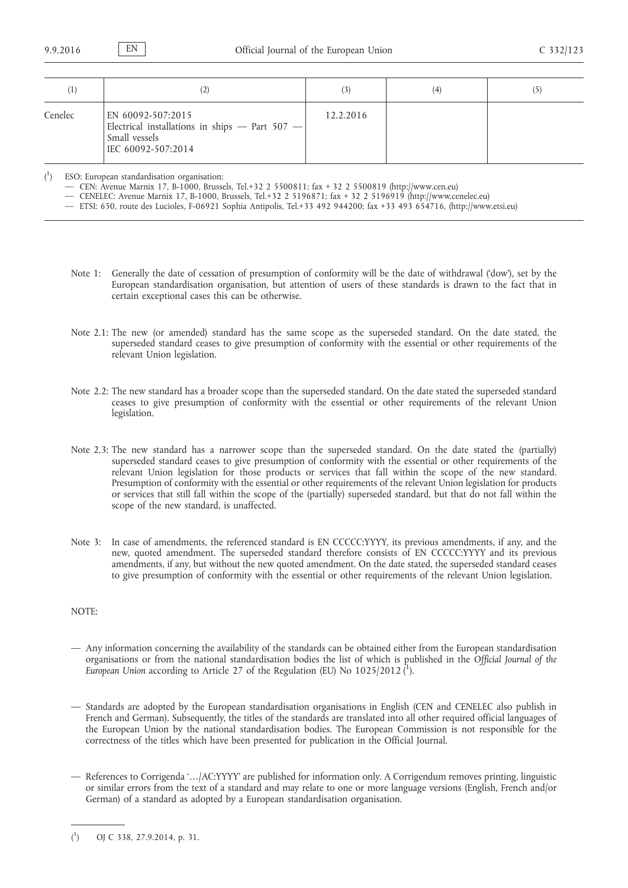| (1) | (2) | (3) | (4) | (5) |
|---|---|---|---|---|
| Cenelec | EN 60092-507:2015<br>Electrical installations in ships — Part 507 — Small vessels<br>IEC 60092-507:2014 | 12.2.2016 | | |

[1] ESO: European standardisation organisation:
— CEN: Avenue Marnix 17, B-1000, Brussels, Tel.+32 2 5500811; fax + 32 2 5500819 (http://www.cen.eu)
— CENELEC: Avenue Marnix 17, B-1000, Brussels, Tel.+32 2 5196871; fax + 32 2 5196919 (http://www.cenelec.eu)
— ETSI: 650, route des Lucioles, F-06921 Sophia Antipolis, Tel.+33 492 944200; fax +33 493 654716, (http://www.etsi.eu)

Note 1: Generally the date of cessation of presumption of conformity will be the date of withdrawal ('dow'), set by the European standardisation organisation, but attention of users of these standards is drawn to the fact that in certain exceptional cases this can be otherwise.

Note 2.1: The new (or amended) standard has the same scope as the superseded standard. On the date stated, the superseded standard ceases to give presumption of conformity with the essential or other requirements of the relevant Union legislation.

Note 2.2: The new standard has a broader scope than the superseded standard. On the date stated the superseded standard ceases to give presumption of conformity with the essential or other requirements of the relevant Union legislation.

Note 2.3: The new standard has a narrower scope than the superseded standard. On the date stated the (partially) superseded standard ceases to give presumption of conformity with the essential or other requirements of the relevant Union legislation for those products or services that fall within the scope of the new standard. Presumption of conformity with the essential or other requirements of the relevant Union legislation for products or services that still fall within the scope of the (partially) superseded standard, but that do not fall within the scope of the new standard, is unaffected.

Note 3: In case of amendments, the referenced standard is EN CCCCC:YYYY, its previous amendments, if any, and the new, quoted amendment. The superseded standard therefore consists of EN CCCCC:YYYY and its previous amendments, if any, but without the new quoted amendment. On the date stated, the superseded standard ceases to give presumption of conformity with the essential or other requirements of the relevant Union legislation.

NOTE:

— Any information concerning the availability of the standards can be obtained either from the European standardisation organisations or from the national standardisation bodies the list of which is published in the *Official Journal of the European Union* according to Article 27 of the Regulation (EU) No 1025/2012 [1].

— Standards are adopted by the European standardisation organisations in English (CEN and CENELEC also publish in French and German). Subsequently, the titles of the standards are translated into all other required official languages of the European Union by the national standardisation bodies. The European Commission is not responsible for the correctness of the titles which have been presented for publication in the Official Journal.

— References to Corrigenda '…/AC:YYYY' are published for information only. A Corrigendum removes printing, linguistic or similar errors from the text of a standard and may relate to one or more language versions (English, French and/or German) of a standard as adopted by a European standardisation organisation.

[1] OJ C 338, 27.9.2014, p. 31.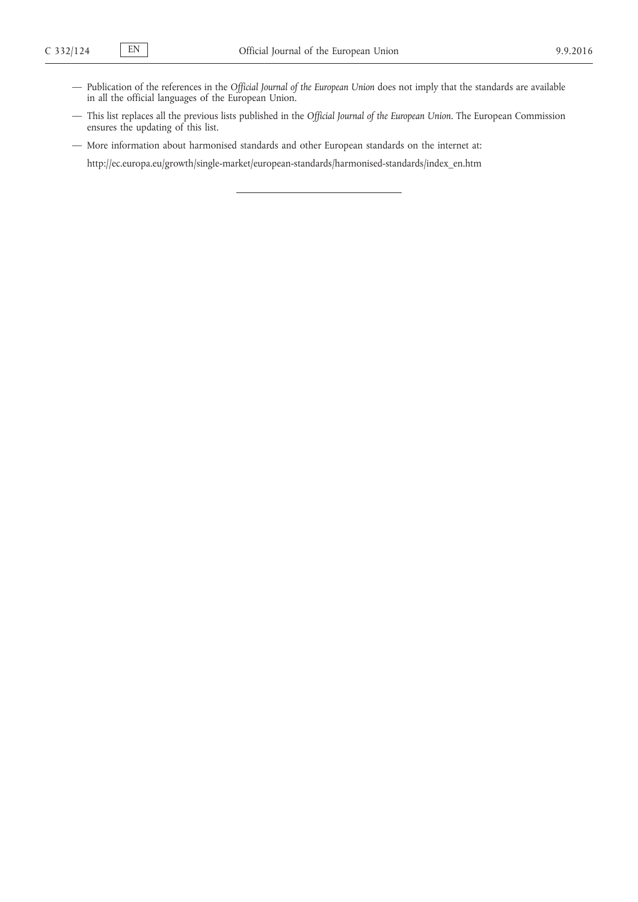— Publication of the references in the *Official Journal of the European Union* does not imply that the standards are available in all the official languages of the European Union.

— This list replaces all the previous lists published in the *Official Journal of the European Union*. The European Commission ensures the updating of this list.

— More information about harmonised standards and other European standards on the internet at:

http://ec.europa.eu/growth/single-market/european-standards/harmonised-standards/index_en.htm